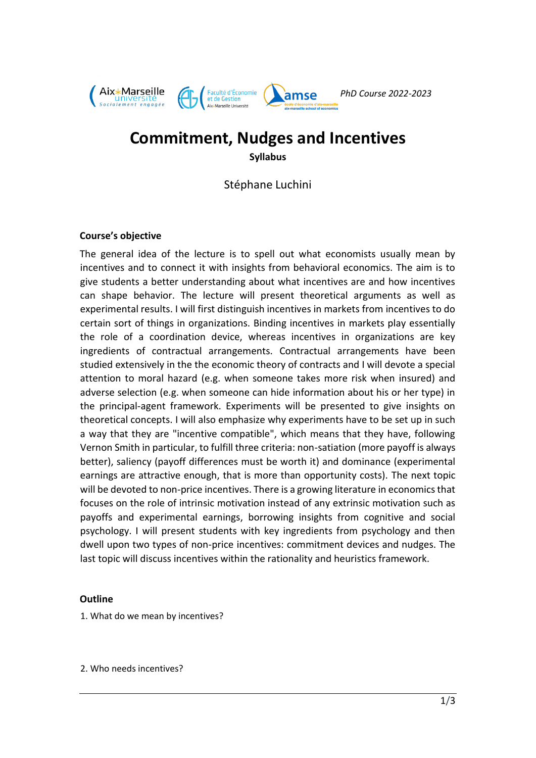PhD Course 2022-2023

# Commitment, Nudges and Incentives

**Syllabus**

Stéphane Luchini

### Course's objective

The general idea of the lecture is to spell out what economists usually mean by incentives and to connect it with insights from behavioral economics. The aim is to give students a better understanding about what incentives are and how incentives can shape behavior. The lecture will present theoretical arguments as well as experimental results. I will first distinguish incentives in markets from incentives to do certain sort of things in organizations. Binding incentives in markets play essentially the role of a coordination device, whereas incentives in organizations are key ingredients of contractual arrangements. Contractual arrangements have been studied extensively in the the economic theory of contracts and I will devote a special attention to moral hazard (e.g. when someone takes more risk when insured) and adverse selection (e.g. when someone can hide information about his or her type) in the principal-agent framework. Experiments will be presented to give insights on theoretical concepts. I will also emphasize why experiments have to be set up in such a way that they are "incentive compatible", which means that they have, following Vernon Smith in particular, to fulfill three criteria: non-satiation (more payoff is always better), saliency (payoff differences must be worth it) and dominance (experimental earnings are attractive enough, that is more than opportunity costs). The next topic will be devoted to non-price incentives. There is a growing literature in economics that focuses on the role of intrinsic motivation instead of any extrinsic motivation such as payoffs and experimental earnings, borrowing insights from cognitive and social psychology. I will present students with key ingredients from psychology and then dwell upon two types of non-price incentives: commitment devices and nudges. The last topic will discuss incentives within the rationality and heuristics framework.

### Outline

1. What do we mean by incentives?

2. Who needs incentives?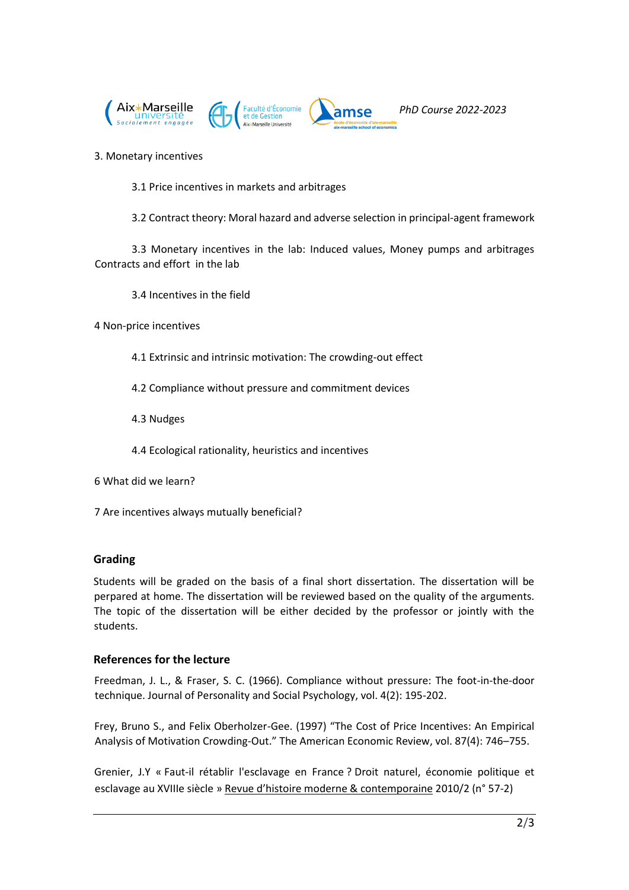3. Monetary incentives

3.1 Price incentives in markets and arbitrages

3.2 Contract theory: Moral hazard and adverse selection in principal-agent framework

3.3 Monetary incentives in the lab: Induced values, Money pumps and arbitrages Contracts and effort in the lab

3.4 Incentives in the field

4 Non-price incentives

4.1 Extrinsic and intrinsic motivation: The crowding-out effect

4.2 Compliance without pressure and commitment devices

4.3 Nudges

4.4 Ecological rationality, heuristics and incentives

6 What did we learn?

7 Are incentives always mutually beneficial?

## Grading

Students will be graded on the basis of a final short dissertation. The dissertation will be perpared at home. The dissertation will be reviewed based on the quality of the arguments. The topic of the dissertation will be either decided by the professor or jointly with the students.

## References for the lecture

Freedman, J. L., & Fraser, S. C. (1966). Compliance without pressure: The foot-in-the-door technique. Journal of Personality and Social Psychology, vol. 4(2): 195-202.

Frey, Bruno S., and Felix Oberholzer-Gee. (1997) "The Cost of Price Incentives: An Empirical Analysis of Motivation Crowding-Out." The American Economic Review, vol. 87(4): 746–755.

Grenier, J.Y « Faut-il rétablir l'esclavage en France ? Droit naturel, économie politique et esclavage au XVIIIe siècle » Revue d'histoire moderne & contemporaine 2010/2 (n° 57-2)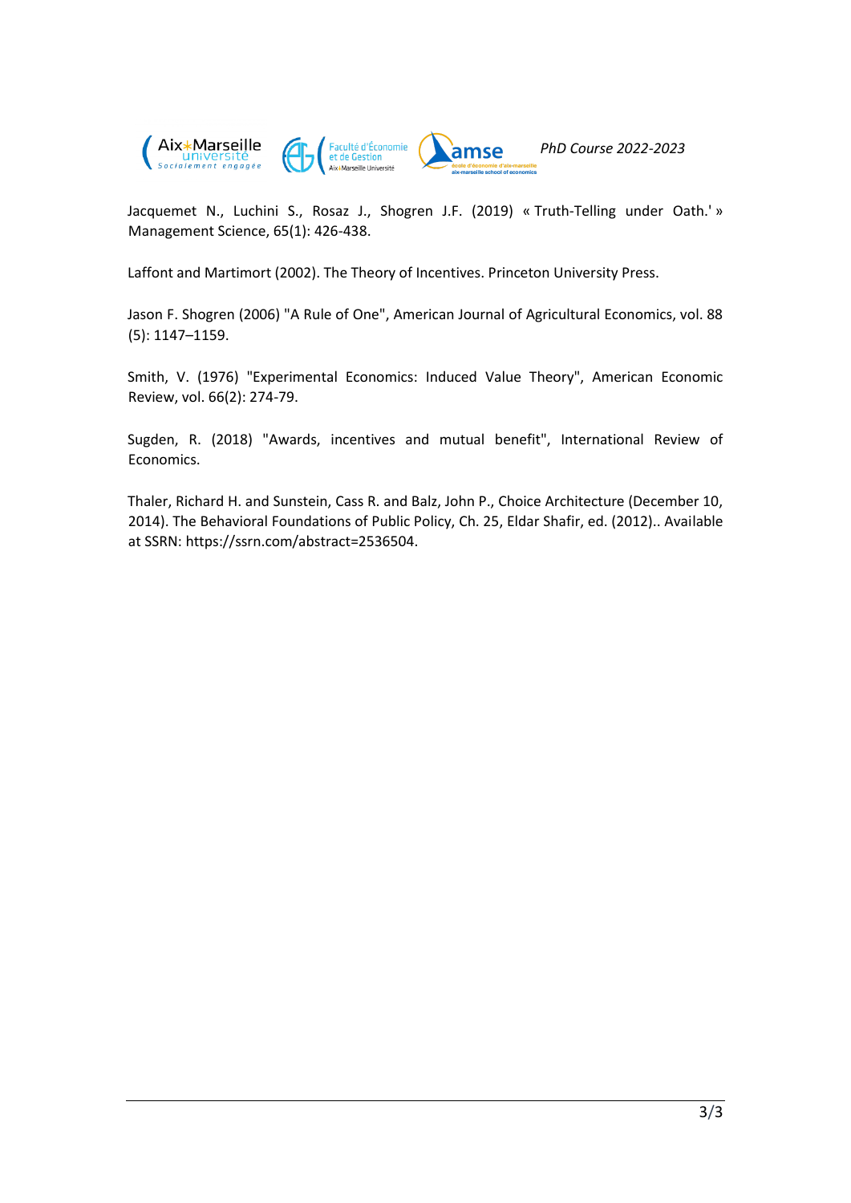Jacquemet N., Luchini S., Rosaz J., Shogren J.F. (2019) « Truth-Telling under Oath.' » Management Science, 65(1): 426-438.

Laffont and Martimort (2002). The Theory of Incentives. Princeton University Press.

Jason F. Shogren (2006) "A Rule of One", American Journal of Agricultural Economics, vol. 88 (5): 1147–1159.

Smith, V. (1976) "Experimental Economics: Induced Value Theory", American Economic Review, vol. 66(2): 274-79.

Sugden, R. (2018) "Awards, incentives and mutual benefit", International Review of Economics.

Thaler, Richard H. and Sunstein, Cass R. and Balz, John P., Choice Architecture (December 10, 2014). The Behavioral Foundations of Public Policy, Ch. 25, Eldar Shafir, ed. (2012).. Available at SSRN: https://ssrn.com/abstract=2536504.